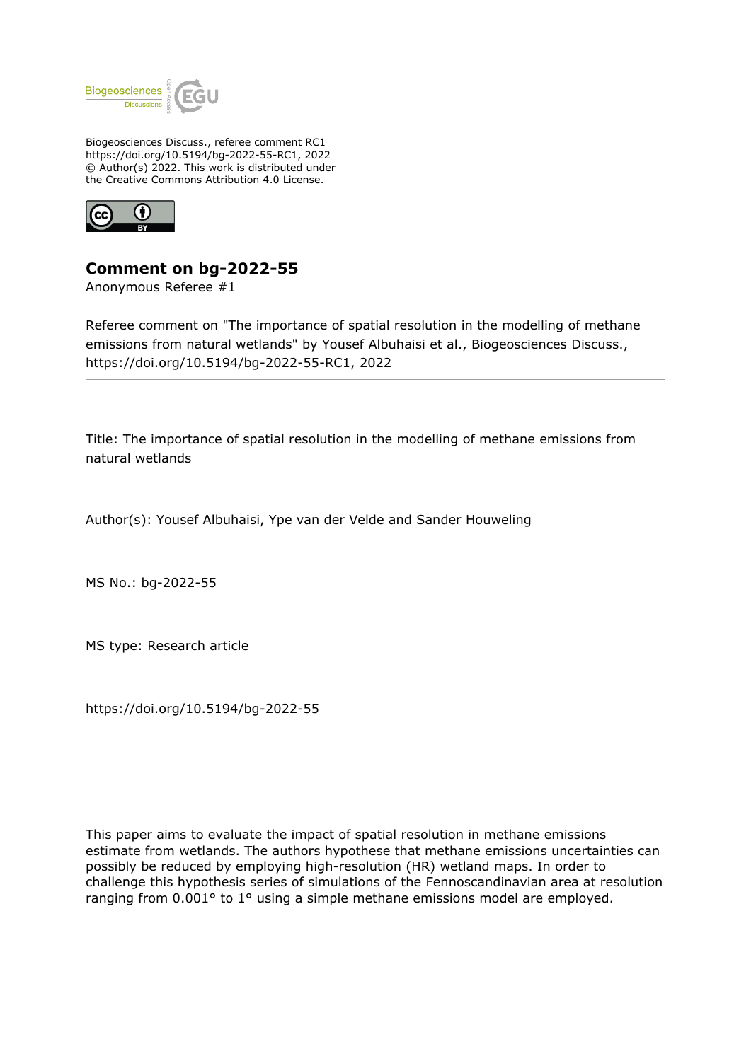Biogeosciences Discuss., referee comment RC1
https://doi.org/10.5194/bg-2022-55-RC1, 2022
© Author(s) 2022. This work is distributed under
the Creative Commons Attribution 4.0 License.

## Comment on bg-2022-55

Anonymous Referee #1

---

Referee comment on "The importance of spatial resolution in the modelling of methane emissions from natural wetlands" by Yousef Albuhaisi et al., Biogeosciences Discuss., https://doi.org/10.5194/bg-2022-55-RC1, 2022

---

Title: The importance of spatial resolution in the modelling of methane emissions from natural wetlands

Author(s): Yousef Albuhaisi, Ype van der Velde and Sander Houweling

MS No.: bg-2022-55

MS type: Research article

https://doi.org/10.5194/bg-2022-55

This paper aims to evaluate the impact of spatial resolution in methane emissions estimate from wetlands. The authors hypothese that methane emissions uncertainties can possibly be reduced by employing high-resolution (HR) wetland maps. In order to challenge this hypothesis series of simulations of the Fennoscandinavian area at resolution ranging from 0.001° to 1° using a simple methane emissions model are employed.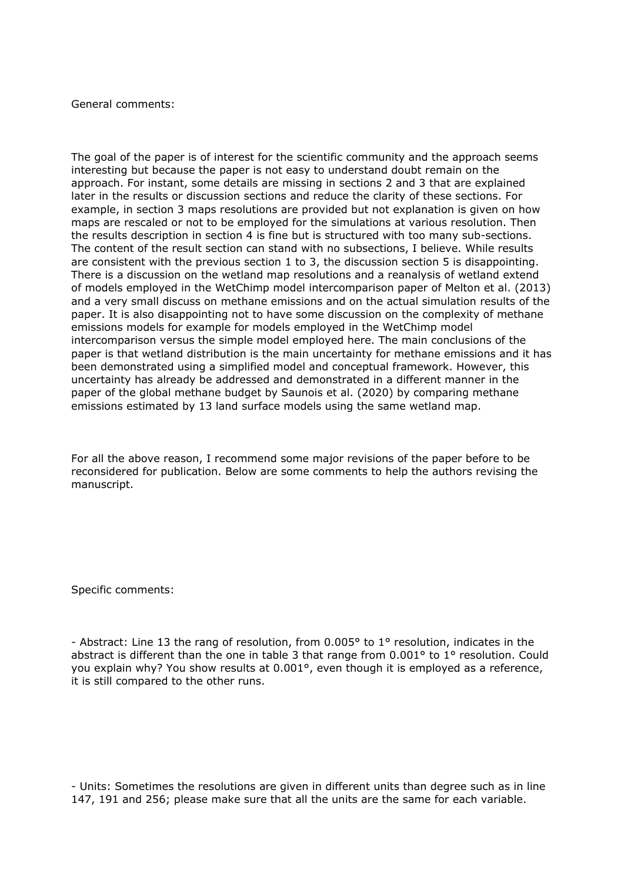General comments:

The goal of the paper is of interest for the scientific community and the approach seems interesting but because the paper is not easy to understand doubt remain on the approach. For instant, some details are missing in sections 2 and 3 that are explained later in the results or discussion sections and reduce the clarity of these sections. For example, in section 3 maps resolutions are provided but not explanation is given on how maps are rescaled or not to be employed for the simulations at various resolution. Then the results description in section 4 is fine but is structured with too many sub-sections. The content of the result section can stand with no subsections, I believe. While results are consistent with the previous section 1 to 3, the discussion section 5 is disappointing. There is a discussion on the wetland map resolutions and a reanalysis of wetland extend of models employed in the WetChimp model intercomparison paper of Melton et al. (2013) and a very small discuss on methane emissions and on the actual simulation results of the paper. It is also disappointing not to have some discussion on the complexity of methane emissions models for example for models employed in the WetChimp model intercomparison versus the simple model employed here. The main conclusions of the paper is that wetland distribution is the main uncertainty for methane emissions and it has been demonstrated using a simplified model and conceptual framework. However, this uncertainty has already be addressed and demonstrated in a different manner in the paper of the global methane budget by Saunois et al. (2020) by comparing methane emissions estimated by 13 land surface models using the same wetland map.

For all the above reason, I recommend some major revisions of the paper before to be reconsidered for publication. Below are some comments to help the authors revising the manuscript.

Specific comments:

- Abstract: Line 13 the rang of resolution, from 0.005° to 1° resolution, indicates in the abstract is different than the one in table 3 that range from 0.001° to 1° resolution. Could you explain why? You show results at 0.001°, even though it is employed as a reference, it is still compared to the other runs.

- Units: Sometimes the resolutions are given in different units than degree such as in line 147, 191 and 256; please make sure that all the units are the same for each variable.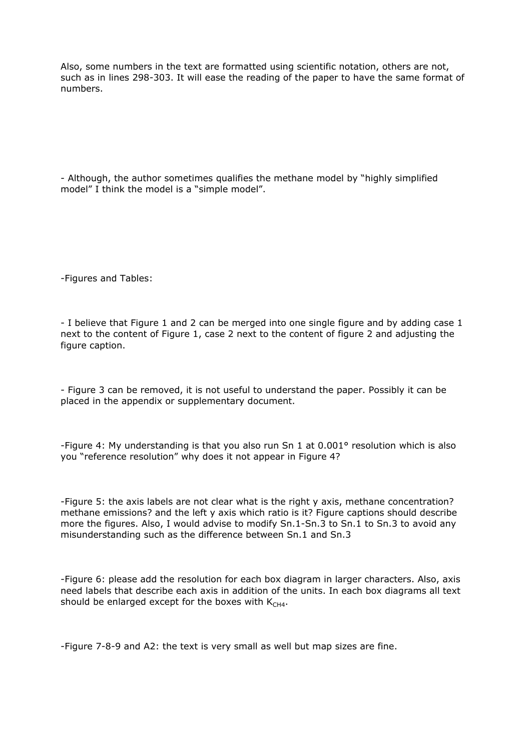Also, some numbers in the text are formatted using scientific notation, others are not, such as in lines 298-303. It will ease the reading of the paper to have the same format of numbers.

- Although, the author sometimes qualifies the methane model by "highly simplified model" I think the model is a "simple model".

-Figures and Tables:

- I believe that Figure 1 and 2 can be merged into one single figure and by adding case 1 next to the content of Figure 1, case 2 next to the content of figure 2 and adjusting the figure caption.

- Figure 3 can be removed, it is not useful to understand the paper. Possibly it can be placed in the appendix or supplementary document.

-Figure 4: My understanding is that you also run Sn 1 at 0.001° resolution which is also you "reference resolution" why does it not appear in Figure 4?

-Figure 5: the axis labels are not clear what is the right y axis, methane concentration? methane emissions? and the left y axis which ratio is it? Figure captions should describe more the figures. Also, I would advise to modify Sn.1-Sn.3 to Sn.1 to Sn.3 to avoid any misunderstanding such as the difference between Sn.1 and Sn.3

-Figure 6: please add the resolution for each box diagram in larger characters. Also, axis need labels that describe each axis in addition of the units. In each box diagrams all text should be enlarged except for the boxes with $K_{CH4}$.

-Figure 7-8-9 and A2: the text is very small as well but map sizes are fine.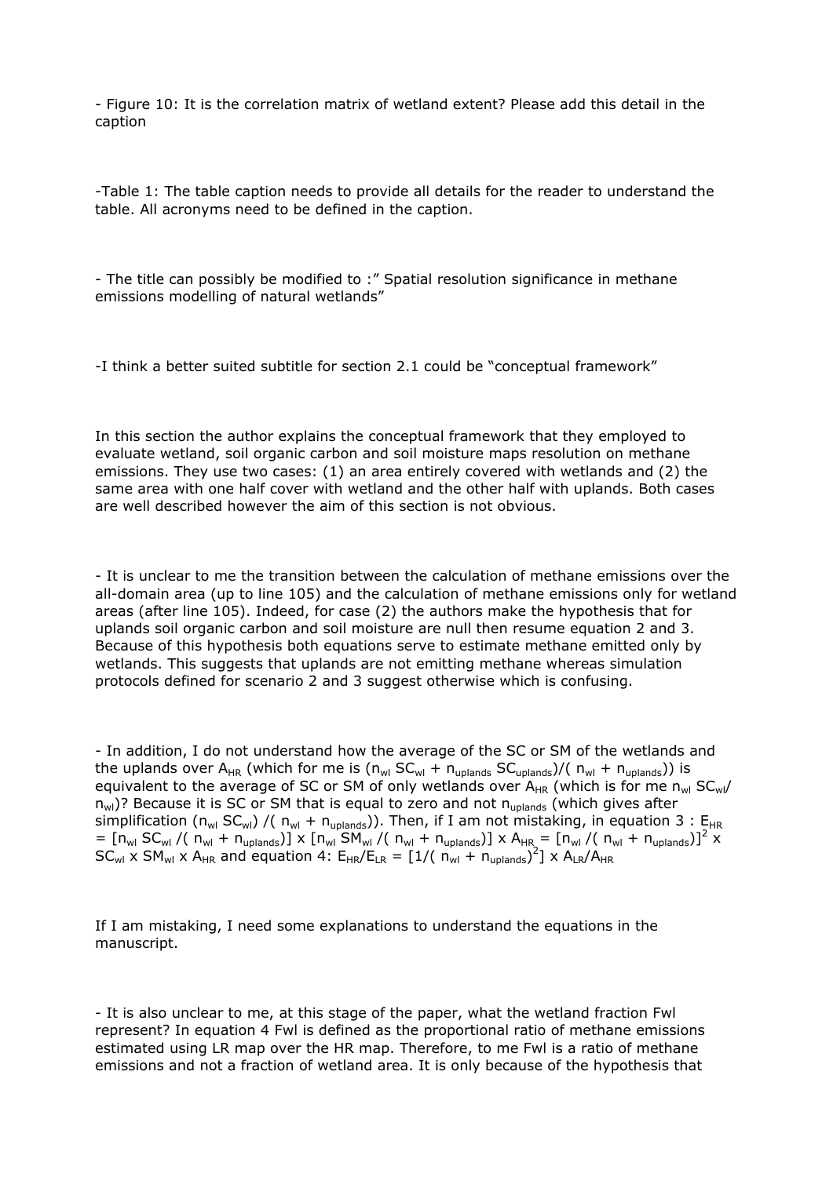- Figure 10: It is the correlation matrix of wetland extent? Please add this detail in the caption

-Table 1: The table caption needs to provide all details for the reader to understand the table. All acronyms need to be defined in the caption.

- The title can possibly be modified to :" Spatial resolution significance in methane emissions modelling of natural wetlands"

-I think a better suited subtitle for section 2.1 could be "conceptual framework"

In this section the author explains the conceptual framework that they employed to evaluate wetland, soil organic carbon and soil moisture maps resolution on methane emissions. They use two cases: (1) an area entirely covered with wetlands and (2) the same area with one half cover with wetland and the other half with uplands. Both cases are well described however the aim of this section is not obvious.

- It is unclear to me the transition between the calculation of methane emissions over the all-domain area (up to line 105) and the calculation of methane emissions only for wetland areas (after line 105). Indeed, for case (2) the authors make the hypothesis that for uplands soil organic carbon and soil moisture are null then resume equation 2 and 3. Because of this hypothesis both equations serve to estimate methane emitted only by wetlands. This suggests that uplands are not emitting methane whereas simulation protocols defined for scenario 2 and 3 suggest otherwise which is confusing.

- In addition, I do not understand how the average of the SC or SM of the wetlands and the uplands over $A_{HR}$ (which for me is $(n_{wl}\ SC_{wl} + n_{uplands}\ SC_{uplands})/(\ n_{wl} + n_{uplands})$) is equivalent to the average of SC or SM of only wetlands over $A_{HR}$ (which is for me $n_{wl}\ SC_{wl}/\ n_{wl}$)? Because it is SC or SM that is equal to zero and not $n_{uplands}$ (which gives after simplification $(n_{wl}\ SC_{wl})\ /(\ n_{wl} + n_{uplands})$). Then, if I am not mistaking, in equation 3 : $E_{HR} = [n_{wl}\ SC_{wl}\ /(\ n_{wl} + n_{uplands})] \times [n_{wl}\ SM_{wl}\ /(\ n_{wl} + n_{uplands})] \times A_{HR} = [n_{wl}\ /(\ n_{wl} + n_{uplands})]^2 \times SC_{wl} \times SM_{wl} \times A_{HR}$ and equation 4: $E_{HR}/E_{LR} = [1/(\ n_{wl} + n_{uplands})^2] \times A_{LR}/A_{HR}$

If I am mistaking, I need some explanations to understand the equations in the manuscript.

- It is also unclear to me, at this stage of the paper, what the wetland fraction Fwl represent? In equation 4 Fwl is defined as the proportional ratio of methane emissions estimated using LR map over the HR map. Therefore, to me Fwl is a ratio of methane emissions and not a fraction of wetland area. It is only because of the hypothesis that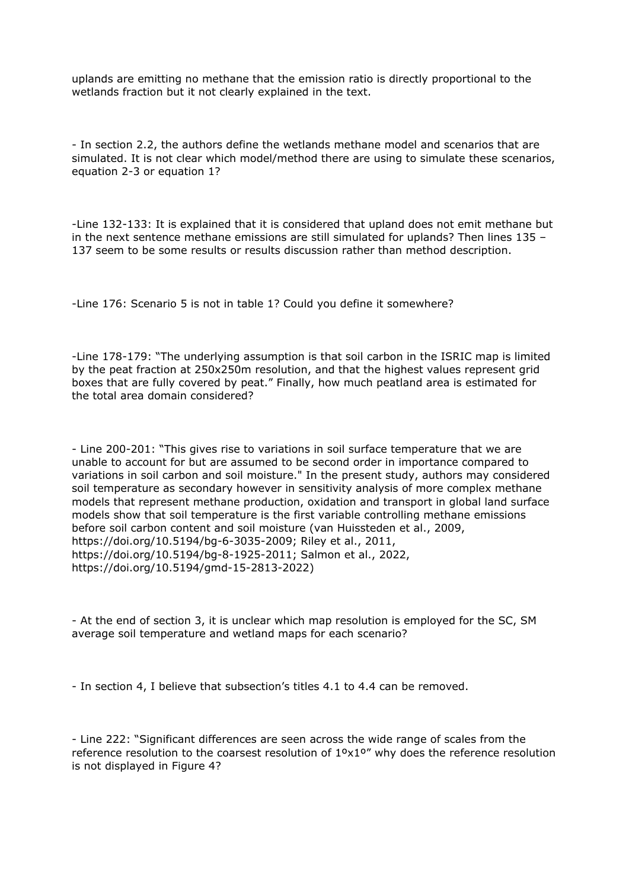uplands are emitting no methane that the emission ratio is directly proportional to the wetlands fraction but it not clearly explained in the text.

- In section 2.2, the authors define the wetlands methane model and scenarios that are simulated. It is not clear which model/method there are using to simulate these scenarios, equation 2-3 or equation 1?

-Line 132-133: It is explained that it is considered that upland does not emit methane but in the next sentence methane emissions are still simulated for uplands? Then lines 135 – 137 seem to be some results or results discussion rather than method description.

-Line 176: Scenario 5 is not in table 1? Could you define it somewhere?

-Line 178-179: "The underlying assumption is that soil carbon in the ISRIC map is limited by the peat fraction at 250x250m resolution, and that the highest values represent grid boxes that are fully covered by peat." Finally, how much peatland area is estimated for the total area domain considered?

- Line 200-201: "This gives rise to variations in soil surface temperature that we are unable to account for but are assumed to be second order in importance compared to variations in soil carbon and soil moisture." In the present study, authors may considered soil temperature as secondary however in sensitivity analysis of more complex methane models that represent methane production, oxidation and transport in global land surface models show that soil temperature is the first variable controlling methane emissions before soil carbon content and soil moisture (van Huissteden et al., 2009, https://doi.org/10.5194/bg-6-3035-2009; Riley et al., 2011, https://doi.org/10.5194/bg-8-1925-2011; Salmon et al., 2022, https://doi.org/10.5194/gmd-15-2813-2022)

- At the end of section 3, it is unclear which map resolution is employed for the SC, SM average soil temperature and wetland maps for each scenario?

- In section 4, I believe that subsection's titles 4.1 to 4.4 can be removed.

- Line 222: "Significant differences are seen across the wide range of scales from the reference resolution to the coarsest resolution of 1ºx1º" why does the reference resolution is not displayed in Figure 4?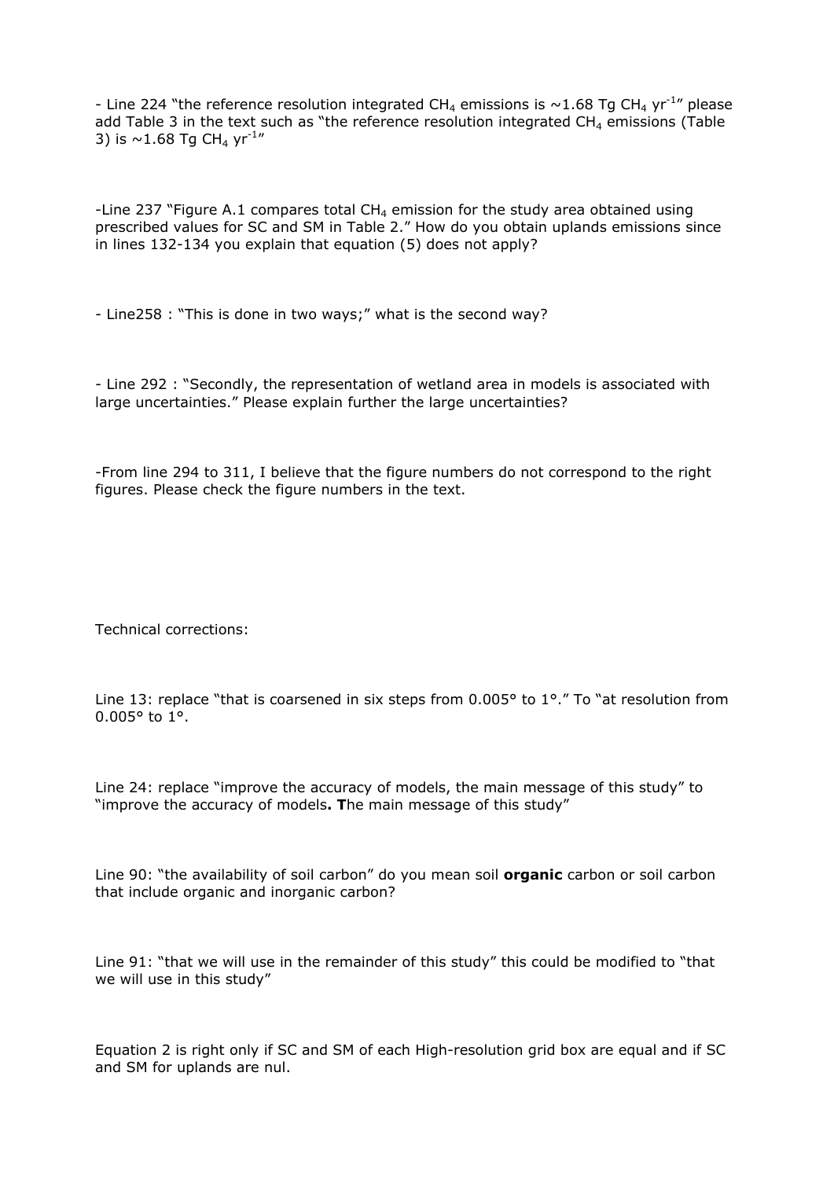- Line 224 "the reference resolution integrated $CH_4$ emissions is ~1.68 Tg $CH_4$ yr$^{-1}$" please add Table 3 in the text such as "the reference resolution integrated $CH_4$ emissions (Table 3) is ~1.68 Tg $CH_4$ yr$^{-1}$"

-Line 237 "Figure A.1 compares total $CH_4$ emission for the study area obtained using prescribed values for SC and SM in Table 2." How do you obtain uplands emissions since in lines 132-134 you explain that equation (5) does not apply?

- Line258 : "This is done in two ways;" what is the second way?

- Line 292 : "Secondly, the representation of wetland area in models is associated with large uncertainties." Please explain further the large uncertainties?

-From line 294 to 311, I believe that the figure numbers do not correspond to the right figures. Please check the figure numbers in the text.

Technical corrections:

Line 13: replace "that is coarsened in six steps from 0.005° to 1°." To "at resolution from 0.005° to 1°.

Line 24: replace "improve the accuracy of models, the main message of this study" to "improve the accuracy of models**. T**he main message of this study"

Line 90: "the availability of soil carbon" do you mean soil **organic** carbon or soil carbon that include organic and inorganic carbon?

Line 91: "that we will use in the remainder of this study" this could be modified to "that we will use in this study"

Equation 2 is right only if SC and SM of each High-resolution grid box are equal and if SC and SM for uplands are nul.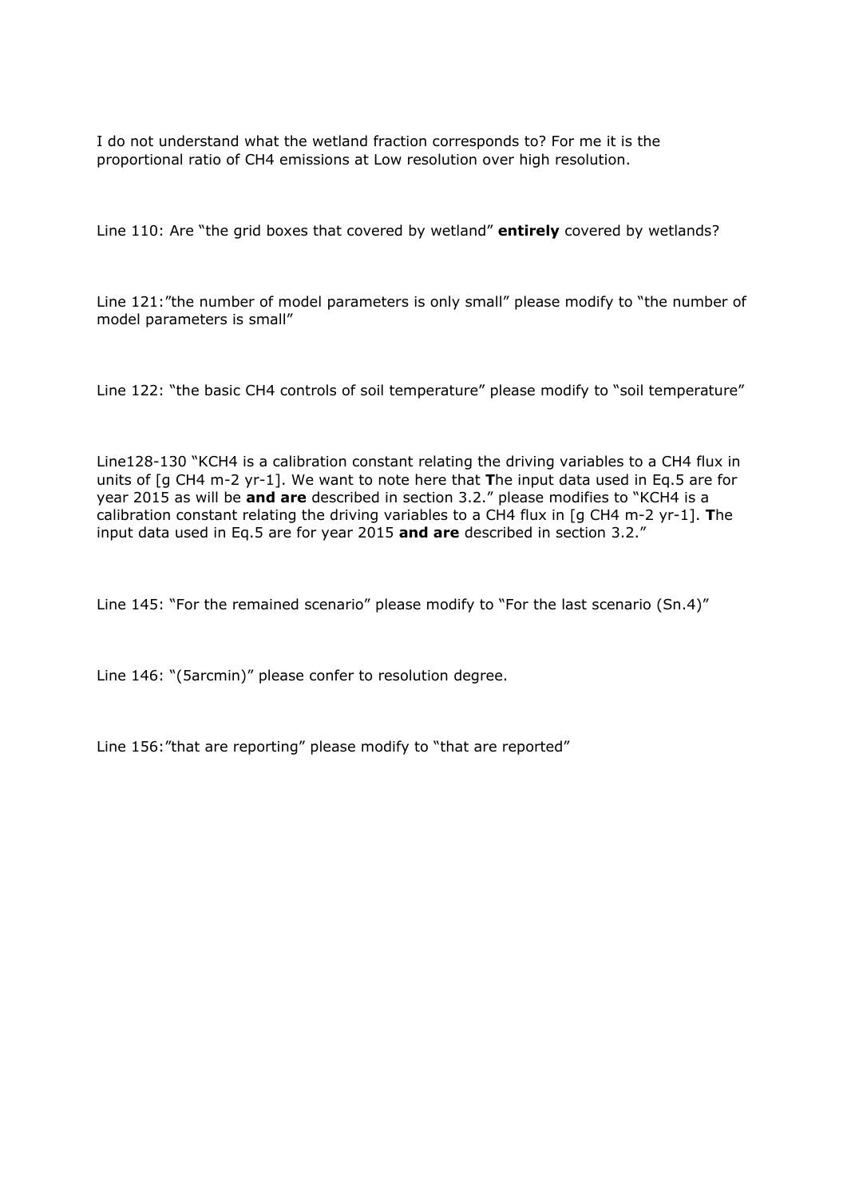I do not understand what the wetland fraction corresponds to? For me it is the proportional ratio of $CH_4$ emissions at Low resolution over high resolution.

Line 110: Are "the grid boxes that covered by wetland" **entirely** covered by wetlands?

Line 121:"the number of model parameters is only small" please modify to "the number of model parameters is small"

Line 122: "the basic $CH_4$ controls of soil temperature" please modify to "soil temperature"

Line128-130 "$K_{CH4}$ is a calibration constant relating the driving variables to a $CH_4$ flux in units of [g $CH_4$ $m^{-2}$ $yr^{-1}$]. We want to note here that **T**he input data used in Eq.5 are for year 2015 as will be **and are** described in section 3.2." please modifies to "$K_{CH4}$ is a calibration constant relating the driving variables to a $CH_4$ flux in [g $CH_4$ $m^{-2}$ $yr^{-1}$]. **T**he input data used in Eq.5 are for year 2015 **and are** described in section 3.2."

Line 145: "For the remained scenario" please modify to "For the last scenario (Sn.4)"

Line 146: "(5arcmin)" please confer to resolution degree.

Line 156:"that are reporting" please modify to "that are reported"